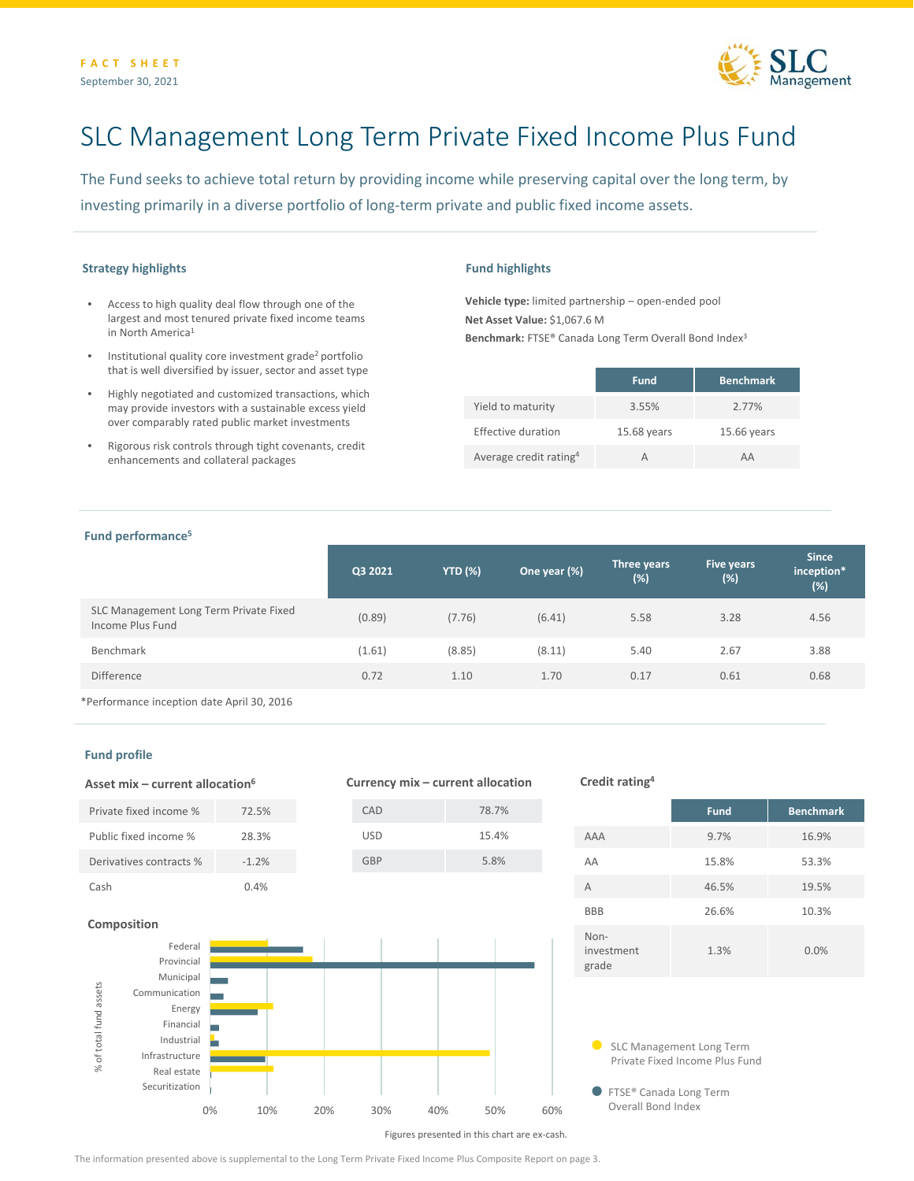FACT SHEET
September 30, 2021

# SLC Management Long Term Private Fixed Income Plus Fund

The Fund seeks to achieve total return by providing income while preserving capital over the long term, by investing primarily in a diverse portfolio of long-term private and public fixed income assets.

### Strategy highlights

- Access to high quality deal flow through one of the largest and most tenured private fixed income teams in North America[1]
- Institutional quality core investment grade[2] portfolio that is well diversified by issuer, sector and asset type
- Highly negotiated and customized transactions, which may provide investors with a sustainable excess yield over comparably rated public market investments
- Rigorous risk controls through tight covenants, credit enhancements and collateral packages

### Fund highlights

**Vehicle type:** limited partnership – open-ended pool
**Net Asset Value:** $1,067.6 M
**Benchmark:** FTSE® Canada Long Term Overall Bond Index[3]

| | Fund | Benchmark |
|---|---|---|
| Yield to maturity | 3.55% | 2.77% |
| Effective duration | 15.68 years | 15.66 years |
| Average credit rating[4] | A | AA |

### Fund performance[5]

| | Q3 2021 | YTD (%) | One year (%) | Three years (%) | Five years (%) | Since inception* (%) |
|---|---|---|---|---|---|---|
| SLC Management Long Term Private Fixed Income Plus Fund | (0.89) | (7.76) | (6.41) | 5.58 | 3.28 | 4.56 |
| Benchmark | (1.61) | (8.85) | (8.11) | 5.40 | 2.67 | 3.88 |
| Difference | 0.72 | 1.10 | 1.70 | 0.17 | 0.61 | 0.68 |

*Performance inception date April 30, 2016

### Fund profile

#### Asset mix – current allocation[6]

| | |
|---|---|
| Private fixed income % | 72.5% |
| Public fixed income % | 28.3% |
| Derivatives contracts % | -1.2% |
| Cash | 0.4% |

#### Currency mix – current allocation

| | |
|---|---|
| CAD | 78.7% |
| USD | 15.4% |
| GBP | 5.8% |

#### Credit rating[4]

| | Fund | Benchmark |
|---|---|---|
| AAA | 9.7% | 16.9% |
| AA | 15.8% | 53.3% |
| A | 46.5% | 19.5% |
| BBB | 26.6% | 10.3% |
| Non-investment grade | 1.3% | 0.0% |

#### Composition

Categories (% of total fund assets): Federal, Provincial, Municipal, Communication, Energy, Financial, Industrial, Infrastructure, Real estate, Securitization

Legend: SLC Management Long Term Private Fixed Income Plus Fund; FTSE® Canada Long Term Overall Bond Index

Figures presented in this chart are ex-cash.

The information presented above is supplemental to the Long Term Private Fixed Income Plus Composite Report on page 3.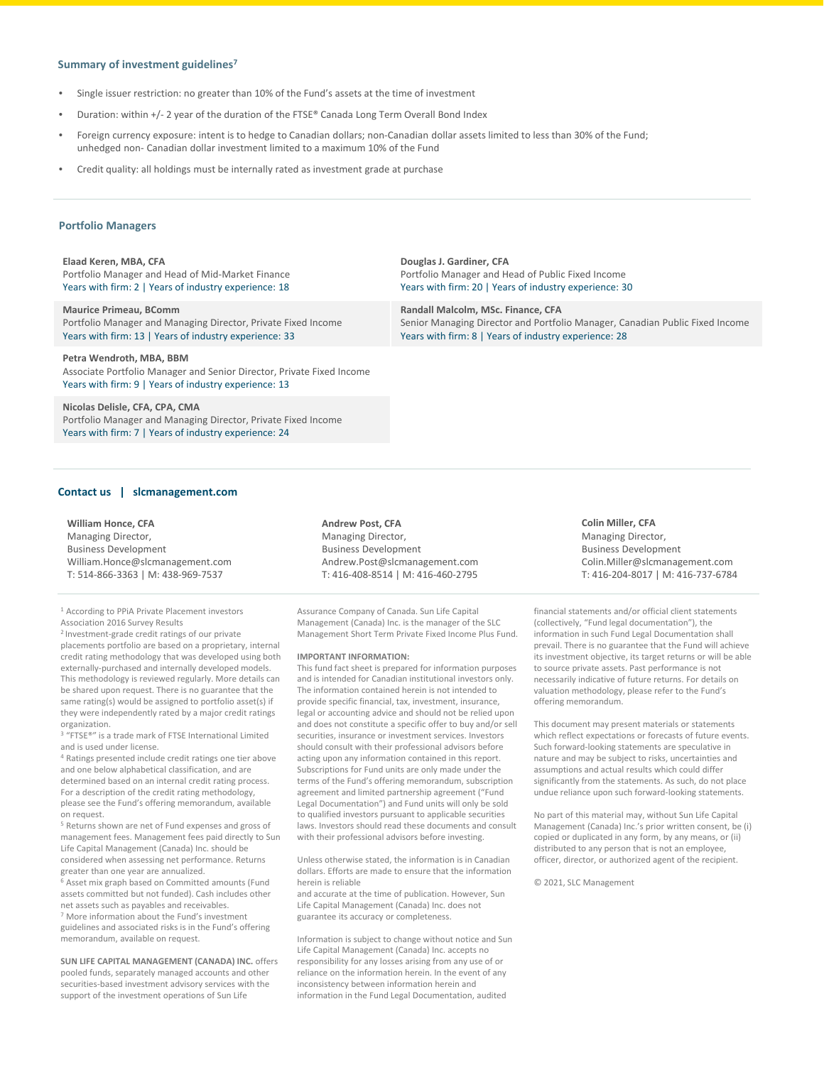## Summary of investment guidelines[7]

- Single issuer restriction: no greater than 10% of the Fund's assets at the time of investment
- Duration: within +/- 2 year of the duration of the FTSE® Canada Long Term Overall Bond Index
- Foreign currency exposure: intent is to hedge to Canadian dollars; non-Canadian dollar assets limited to less than 30% of the Fund; unhedged non- Canadian dollar investment limited to a maximum 10% of the Fund
- Credit quality: all holdings must be internally rated as investment grade at purchase

## Portfolio Managers

**Elaad Keren, MBA, CFA**
Portfolio Manager and Head of Mid-Market Finance
Years with firm: 2 | Years of industry experience: 18

**Maurice Primeau, BComm**
Portfolio Manager and Managing Director, Private Fixed Income
Years with firm: 13 | Years of industry experience: 33

**Petra Wendroth, MBA, BBM**
Associate Portfolio Manager and Senior Director, Private Fixed Income
Years with firm: 9 | Years of industry experience: 13

**Nicolas Delisle, CFA, CPA, CMA**
Portfolio Manager and Managing Director, Private Fixed Income
Years with firm: 7 | Years of industry experience: 24

**Douglas J. Gardiner, CFA**
Portfolio Manager and Head of Public Fixed Income
Years with firm: 20 | Years of industry experience: 30

**Randall Malcolm, MSc. Finance, CFA**
Senior Managing Director and Portfolio Manager, Canadian Public Fixed Income
Years with firm: 8 | Years of industry experience: 28

## Contact us | slcmanagement.com

**William Honce, CFA**
Managing Director,
Business Development
William.Honce@slcmanagement.com
T: 514-866-3363 | M: 438-969-7537

**Andrew Post, CFA**
Managing Director,
Business Development
Andrew.Post@slcmanagement.com
T: 416-408-8514 | M: 416-460-2795

**Colin Miller, CFA**
Managing Director,
Business Development
Colin.Miller@slcmanagement.com
T: 416-204-8017 | M: 416-737-6784

[1] According to PPiA Private Placement investors Association 2016 Survey Results
[2] Investment-grade credit ratings of our private placements portfolio are based on a proprietary, internal credit rating methodology that was developed using both externally-purchased and internally developed models. This methodology is reviewed regularly. More details can be shared upon request. There is no guarantee that the same rating(s) would be assigned to portfolio asset(s) if they were independently rated by a major credit ratings organization.
[3] "FTSE®" is a trade mark of FTSE International Limited and is used under license.
[4] Ratings presented include credit ratings one tier above and one below alphabetical classification, and are determined based on an internal credit rating process. For a description of the credit rating methodology, please see the Fund's offering memorandum, available on request.
[5] Returns shown are net of Fund expenses and gross of management fees. Management fees paid directly to Sun Life Capital Management (Canada) Inc. should be considered when assessing net performance. Returns greater than one year are annualized.
[6] Asset mix graph based on Committed amounts (Fund assets committed but not funded). Cash includes other net assets such as payables and receivables.
[7] More information about the Fund's investment guidelines and associated risks is in the Fund's offering memorandum, available on request.

**SUN LIFE CAPITAL MANAGEMENT (CANADA) INC.** offers pooled funds, separately managed accounts and other securities-based investment advisory services with the support of the investment operations of Sun Life Assurance Company of Canada. Sun Life Capital Management (Canada) Inc. is the manager of the SLC Management Short Term Private Fixed Income Plus Fund.

**IMPORTANT INFORMATION:**
This fund fact sheet is prepared for information purposes and is intended for Canadian institutional investors only. The information contained herein is not intended to provide specific financial, tax, investment, insurance, legal or accounting advice and should not be relied upon and does not constitute a specific offer to buy and/or sell securities, insurance or investment services. Investors should consult with their professional advisors before acting upon any information contained in this report. Subscriptions for Fund units are only made under the terms of the Fund's offering memorandum, subscription agreement and limited partnership agreement ("Fund Legal Documentation") and Fund units will only be sold to qualified investors pursuant to applicable securities laws. Investors should read these documents and consult with their professional advisors before investing.

Unless otherwise stated, the information is in Canadian dollars. Efforts are made to ensure that the information herein is reliable
and accurate at the time of publication. However, Sun Life Capital Management (Canada) Inc. does not guarantee its accuracy or completeness.

Information is subject to change without notice and Sun Life Capital Management (Canada) Inc. accepts no responsibility for any losses arising from any use of or reliance on the information herein. In the event of any inconsistency between information herein and information in the Fund Legal Documentation, audited financial statements and/or official client statements (collectively, "Fund legal documentation"), the information in such Fund Legal Documentation shall prevail. There is no guarantee that the Fund will achieve its investment objective, its target returns or will be able to source private assets. Past performance is not necessarily indicative of future returns. For details on valuation methodology, please refer to the Fund's offering memorandum.

This document may present materials or statements which reflect expectations or forecasts of future events. Such forward-looking statements are speculative in nature and may be subject to risks, uncertainties and assumptions and actual results which could differ significantly from the statements. As such, do not place undue reliance upon such forward-looking statements.

No part of this material may, without Sun Life Capital Management (Canada) Inc.'s prior written consent, be (i) copied or duplicated in any form, by any means, or (ii) distributed to any person that is not an employee, officer, director, or authorized agent of the recipient.

© 2021, SLC Management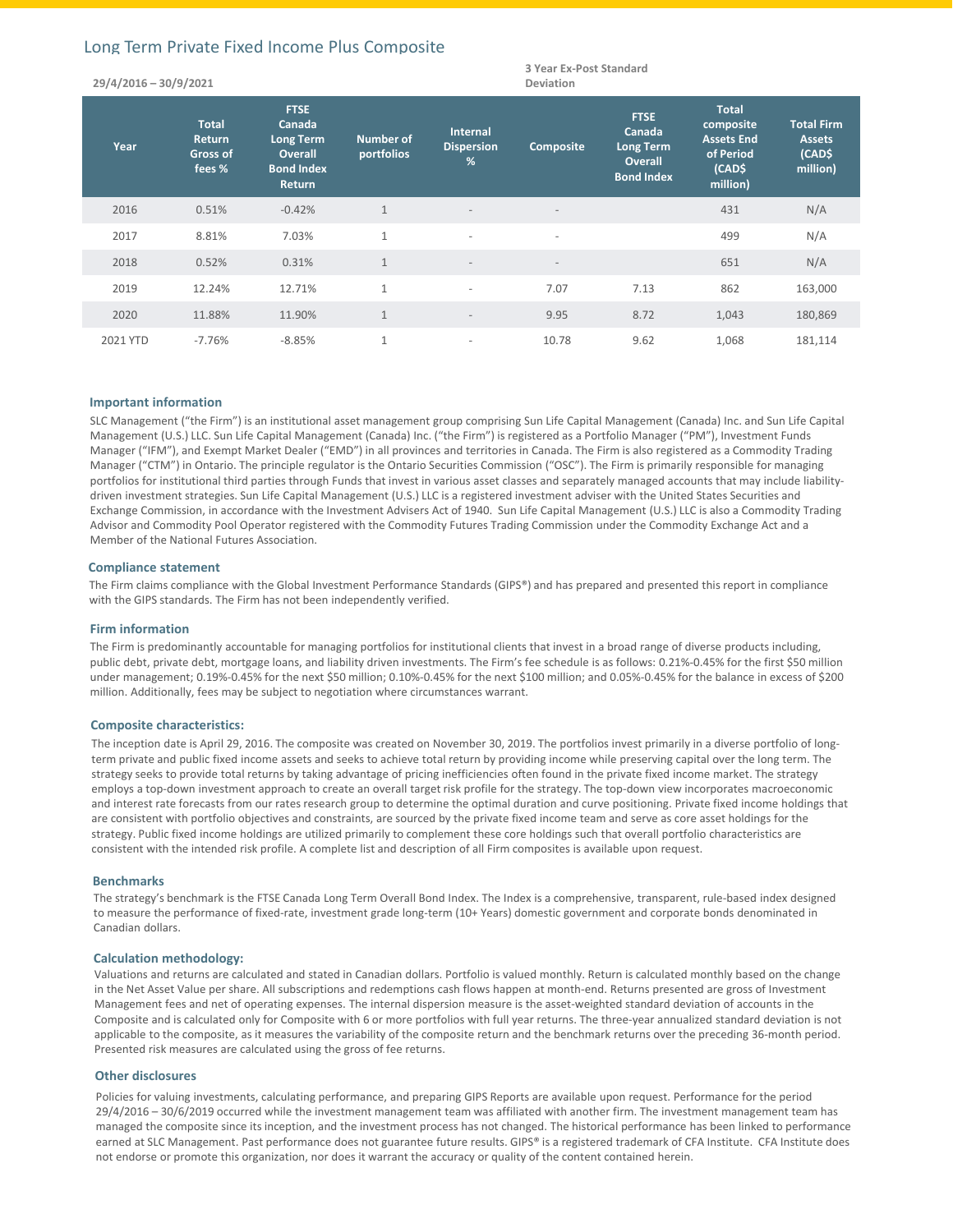## Long Term Private Fixed Income Plus Composite

**29/4/2016 – 30/9/2021**

| Year | Total Return Gross of fees % | FTSE Canada Long Term Overall Bond Index Return | Number of portfolios | Internal Dispersion % | 3 Year Ex-Post Standard Deviation Composite | 3 Year Ex-Post Standard Deviation FTSE Canada Long Term Overall Bond Index | Total composite Assets End of Period (CAD$ million) | Total Firm Assets (CAD$ million) |
|---|---|---|---|---|---|---|---|---|
| 2016 | 0.51% | -0.42% | 1 | - | - | | 431 | N/A |
| 2017 | 8.81% | 7.03% | 1 | - | - | | 499 | N/A |
| 2018 | 0.52% | 0.31% | 1 | - | - | | 651 | N/A |
| 2019 | 12.24% | 12.71% | 1 | - | 7.07 | 7.13 | 862 | 163,000 |
| 2020 | 11.88% | 11.90% | 1 | - | 9.95 | 8.72 | 1,043 | 180,869 |
| 2021 YTD | -7.76% | -8.85% | 1 | - | 10.78 | 9.62 | 1,068 | 181,114 |

### Important information

SLC Management ("the Firm") is an institutional asset management group comprising Sun Life Capital Management (Canada) Inc. and Sun Life Capital Management (U.S.) LLC. Sun Life Capital Management (Canada) Inc. ("the Firm") is registered as a Portfolio Manager ("PM"), Investment Funds Manager ("IFM"), and Exempt Market Dealer ("EMD") in all provinces and territories in Canada. The Firm is also registered as a Commodity Trading Manager ("CTM") in Ontario. The principle regulator is the Ontario Securities Commission ("OSC"). The Firm is primarily responsible for managing portfolios for institutional third parties through Funds that invest in various asset classes and separately managed accounts that may include liability-driven investment strategies. Sun Life Capital Management (U.S.) LLC is a registered investment adviser with the United States Securities and Exchange Commission, in accordance with the Investment Advisers Act of 1940. Sun Life Capital Management (U.S.) LLC is also a Commodity Trading Advisor and Commodity Pool Operator registered with the Commodity Futures Trading Commission under the Commodity Exchange Act and a Member of the National Futures Association.

### Compliance statement

The Firm claims compliance with the Global Investment Performance Standards (GIPS®) and has prepared and presented this report in compliance with the GIPS standards. The Firm has not been independently verified.

### Firm information

The Firm is predominantly accountable for managing portfolios for institutional clients that invest in a broad range of diverse products including, public debt, private debt, mortgage loans, and liability driven investments. The Firm's fee schedule is as follows: 0.21%-0.45% for the first $50 million under management; 0.19%-0.45% for the next $50 million; 0.10%-0.45% for the next $100 million; and 0.05%-0.45% for the balance in excess of $200 million. Additionally, fees may be subject to negotiation where circumstances warrant.

### Composite characteristics:

The inception date is April 29, 2016. The composite was created on November 30, 2019. The portfolios invest primarily in a diverse portfolio of long-term private and public fixed income assets and seeks to achieve total return by providing income while preserving capital over the long term. The strategy seeks to provide total returns by taking advantage of pricing inefficiencies often found in the private fixed income market. The strategy employs a top-down investment approach to create an overall target risk profile for the strategy. The top-down view incorporates macroeconomic and interest rate forecasts from our rates research group to determine the optimal duration and curve positioning. Private fixed income holdings that are consistent with portfolio objectives and constraints, are sourced by the private fixed income team and serve as core asset holdings for the strategy. Public fixed income holdings are utilized primarily to complement these core holdings such that overall portfolio characteristics are consistent with the intended risk profile. A complete list and description of all Firm composites is available upon request.

### Benchmarks

The strategy's benchmark is the FTSE Canada Long Term Overall Bond Index. The Index is a comprehensive, transparent, rule-based index designed to measure the performance of fixed-rate, investment grade long-term (10+ Years) domestic government and corporate bonds denominated in Canadian dollars.

### Calculation methodology:

Valuations and returns are calculated and stated in Canadian dollars. Portfolio is valued monthly. Return is calculated monthly based on the change in the Net Asset Value per share. All subscriptions and redemptions cash flows happen at month-end. Returns presented are gross of Investment Management fees and net of operating expenses. The internal dispersion measure is the asset-weighted standard deviation of accounts in the Composite and is calculated only for Composite with 6 or more portfolios with full year returns. The three-year annualized standard deviation is not applicable to the composite, as it measures the variability of the composite return and the benchmark returns over the preceding 36-month period. Presented risk measures are calculated using the gross of fee returns.

### Other disclosures

Policies for valuing investments, calculating performance, and preparing GIPS Reports are available upon request. Performance for the period 29/4/2016 – 30/6/2019 occurred while the investment management team was affiliated with another firm. The investment management team has managed the composite since its inception, and the investment process has not changed. The historical performance has been linked to performance earned at SLC Management. Past performance does not guarantee future results. GIPS® is a registered trademark of CFA Institute. CFA Institute does not endorse or promote this organization, nor does it warrant the accuracy or quality of the content contained herein.